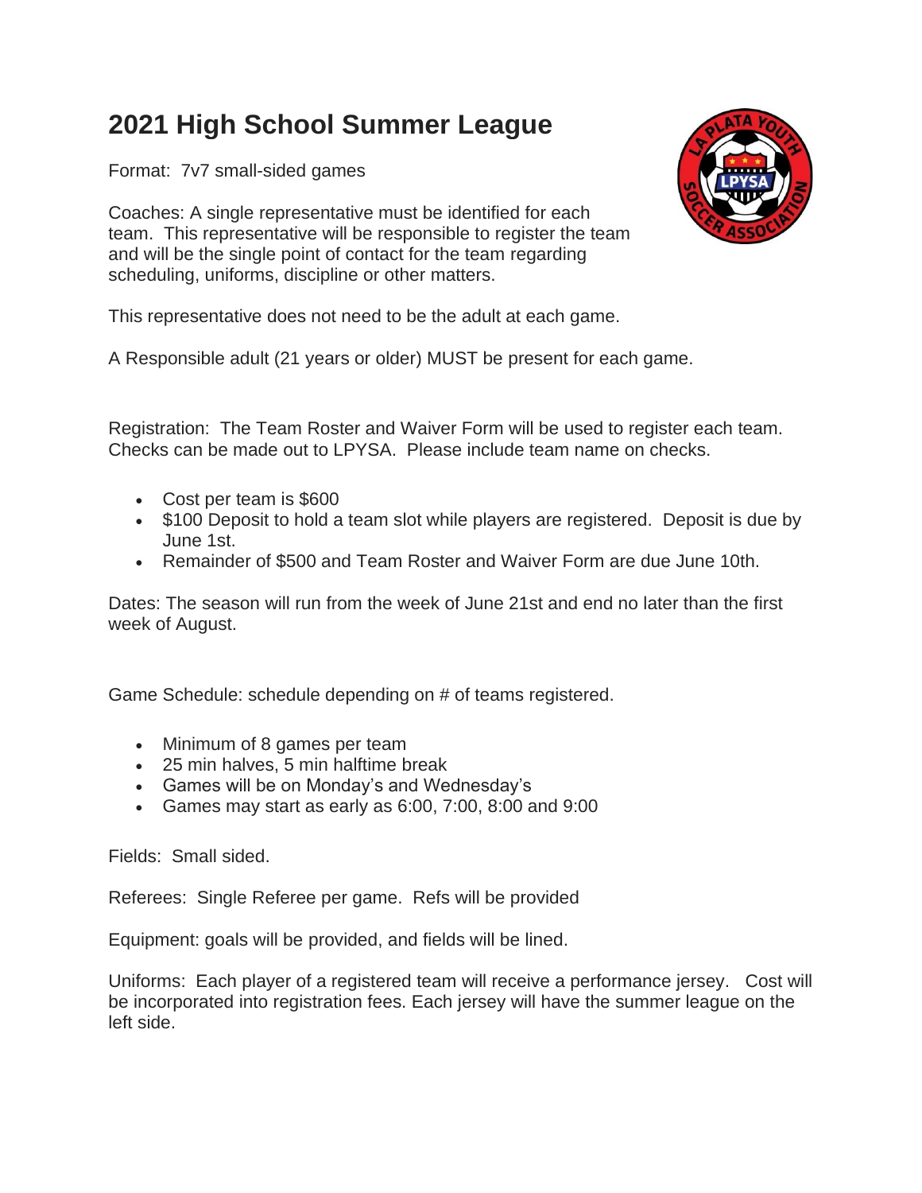# 2021 High School Summer League

Format: 7v7 small-sided games

Coaches: A single representative must be identified for each team. This representative will be responsible to register the team and will be the single point of contact for the team regarding scheduling, uniforms, discipline or other matters.

This representative does not need to be the adult at each game.

A Responsible adult (21 years or older) MUST be present for each game.

Registration: The Team Roster and Waiver Form will be used to register each team. Checks can be made out to LPYSA. Please include team name on checks.

- Cost per team is $600
- $100 Deposit to hold a team slot while players are registered. Deposit is due by June 1st.
- Remainder of $500 and Team Roster and Waiver Form are due June 10th.

Dates: The season will run from the week of June 21st and end no later than the first week of August.

Game Schedule: schedule depending on # of teams registered.

- Minimum of 8 games per team
- 25 min halves, 5 min halftime break
- Games will be on Monday's and Wednesday's
- Games may start as early as 6:00, 7:00, 8:00 and 9:00

Fields: Small sided.

Referees: Single Referee per game. Refs will be provided

Equipment: goals will be provided, and fields will be lined.

Uniforms: Each player of a registered team will receive a performance jersey. Cost will be incorporated into registration fees. Each jersey will have the summer league on the left side.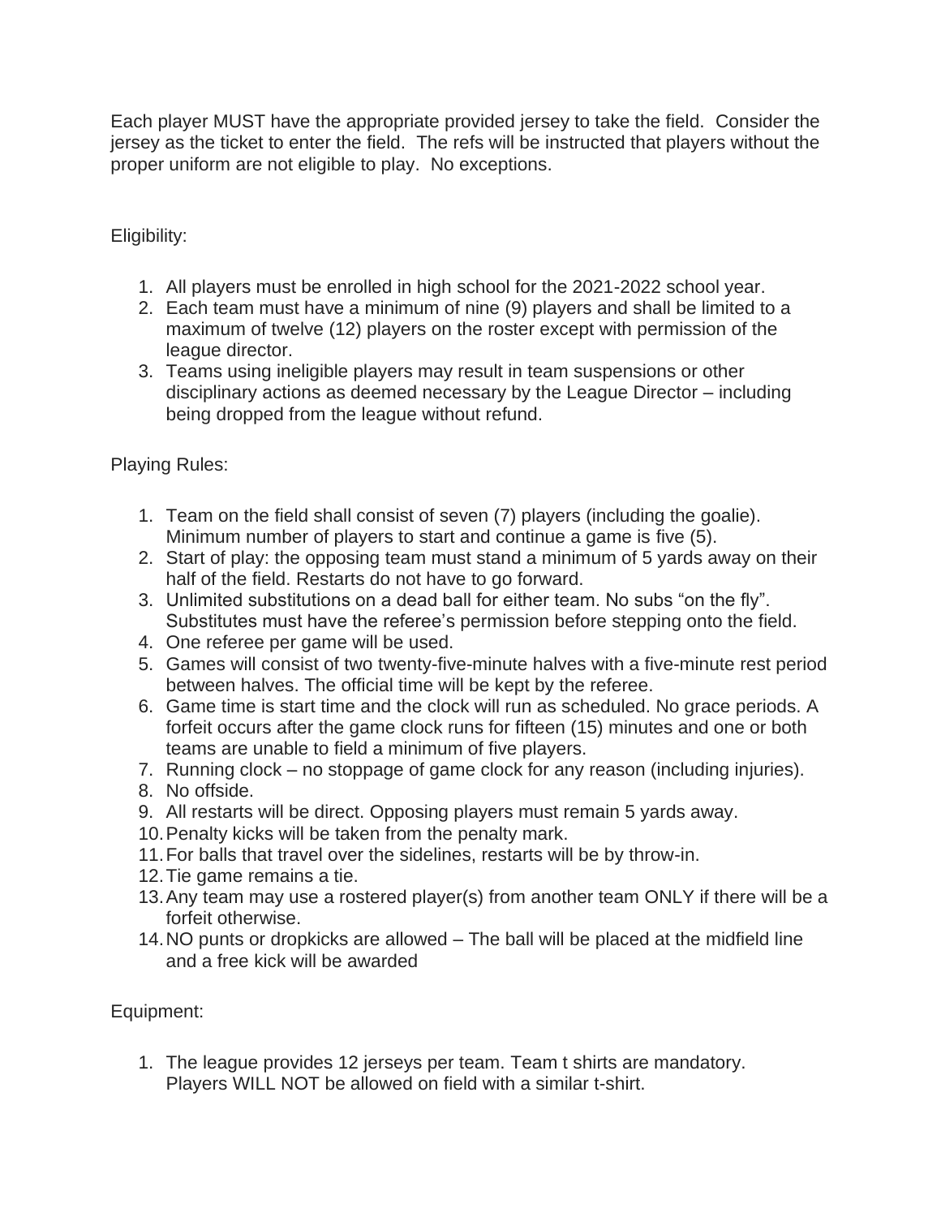Each player MUST have the appropriate provided jersey to take the field. Consider the jersey as the ticket to enter the field. The refs will be instructed that players without the proper uniform are not eligible to play. No exceptions.

Eligibility:

1. All players must be enrolled in high school for the 2021-2022 school year.
2. Each team must have a minimum of nine (9) players and shall be limited to a maximum of twelve (12) players on the roster except with permission of the league director.
3. Teams using ineligible players may result in team suspensions or other disciplinary actions as deemed necessary by the League Director – including being dropped from the league without refund.

Playing Rules:

1. Team on the field shall consist of seven (7) players (including the goalie). Minimum number of players to start and continue a game is five (5).
2. Start of play: the opposing team must stand a minimum of 5 yards away on their half of the field. Restarts do not have to go forward.
3. Unlimited substitutions on a dead ball for either team. No subs "on the fly". Substitutes must have the referee's permission before stepping onto the field.
4. One referee per game will be used.
5. Games will consist of two twenty-five-minute halves with a five-minute rest period between halves. The official time will be kept by the referee.
6. Game time is start time and the clock will run as scheduled. No grace periods. A forfeit occurs after the game clock runs for fifteen (15) minutes and one or both teams are unable to field a minimum of five players.
7. Running clock – no stoppage of game clock for any reason (including injuries).
8. No offside.
9. All restarts will be direct. Opposing players must remain 5 yards away.
10. Penalty kicks will be taken from the penalty mark.
11. For balls that travel over the sidelines, restarts will be by throw-in.
12. Tie game remains a tie.
13. Any team may use a rostered player(s) from another team ONLY if there will be a forfeit otherwise.
14. NO punts or dropkicks are allowed – The ball will be placed at the midfield line and a free kick will be awarded

Equipment:

1. The league provides 12 jerseys per team. Team t shirts are mandatory. Players WILL NOT be allowed on field with a similar t-shirt.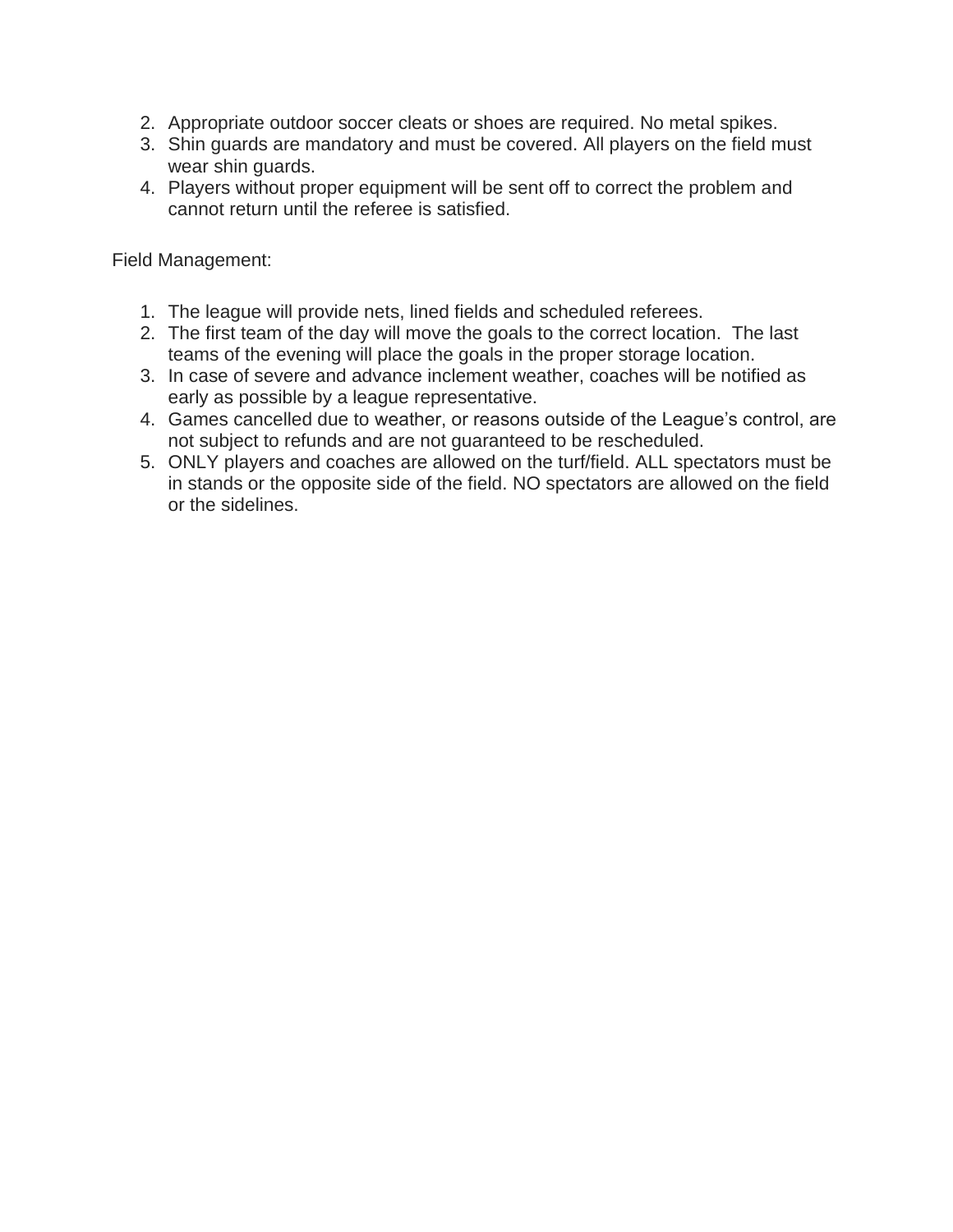2. Appropriate outdoor soccer cleats or shoes are required. No metal spikes.
3. Shin guards are mandatory and must be covered. All players on the field must wear shin guards.
4. Players without proper equipment will be sent off to correct the problem and cannot return until the referee is satisfied.

Field Management:

1. The league will provide nets, lined fields and scheduled referees.
2. The first team of the day will move the goals to the correct location.  The last teams of the evening will place the goals in the proper storage location.
3. In case of severe and advance inclement weather, coaches will be notified as early as possible by a league representative.
4. Games cancelled due to weather, or reasons outside of the League's control, are not subject to refunds and are not guaranteed to be rescheduled.
5. ONLY players and coaches are allowed on the turf/field. ALL spectators must be in stands or the opposite side of the field. NO spectators are allowed on the field or the sidelines.